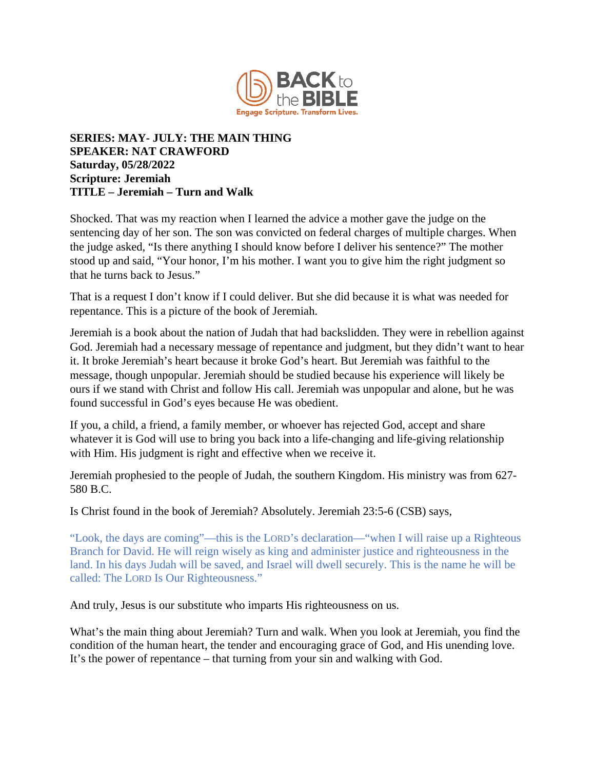**SERIES: MAY- JULY: THE MAIN THING**
**SPEAKER: NAT CRAWFORD**
**Saturday, 05/28/2022**
**Scripture: Jeremiah**
**TITLE – Jeremiah – Turn and Walk**

Shocked. That was my reaction when I learned the advice a mother gave the judge on the sentencing day of her son. The son was convicted on federal charges of multiple charges. When the judge asked, "Is there anything I should know before I deliver his sentence?" The mother stood up and said, "Your honor, I'm his mother. I want you to give him the right judgment so that he turns back to Jesus."

That is a request I don't know if I could deliver. But she did because it is what was needed for repentance. This is a picture of the book of Jeremiah.

Jeremiah is a book about the nation of Judah that had backslidden. They were in rebellion against God. Jeremiah had a necessary message of repentance and judgment, but they didn't want to hear it. It broke Jeremiah's heart because it broke God's heart. But Jeremiah was faithful to the message, though unpopular. Jeremiah should be studied because his experience will likely be ours if we stand with Christ and follow His call. Jeremiah was unpopular and alone, but he was found successful in God's eyes because He was obedient.

If you, a child, a friend, a family member, or whoever has rejected God, accept and share whatever it is God will use to bring you back into a life-changing and life-giving relationship with Him. His judgment is right and effective when we receive it.

Jeremiah prophesied to the people of Judah, the southern Kingdom. His ministry was from 627-580 B.C.

Is Christ found in the book of Jeremiah? Absolutely. Jeremiah 23:5-6 (CSB) says,

"Look, the days are coming"—this is the LORD's declaration—"when I will raise up a Righteous Branch for David. He will reign wisely as king and administer justice and righteousness in the land. In his days Judah will be saved, and Israel will dwell securely. This is the name he will be called: The LORD Is Our Righteousness."

And truly, Jesus is our substitute who imparts His righteousness on us.

What's the main thing about Jeremiah? Turn and walk. When you look at Jeremiah, you find the condition of the human heart, the tender and encouraging grace of God, and His unending love. It's the power of repentance – that turning from your sin and walking with God.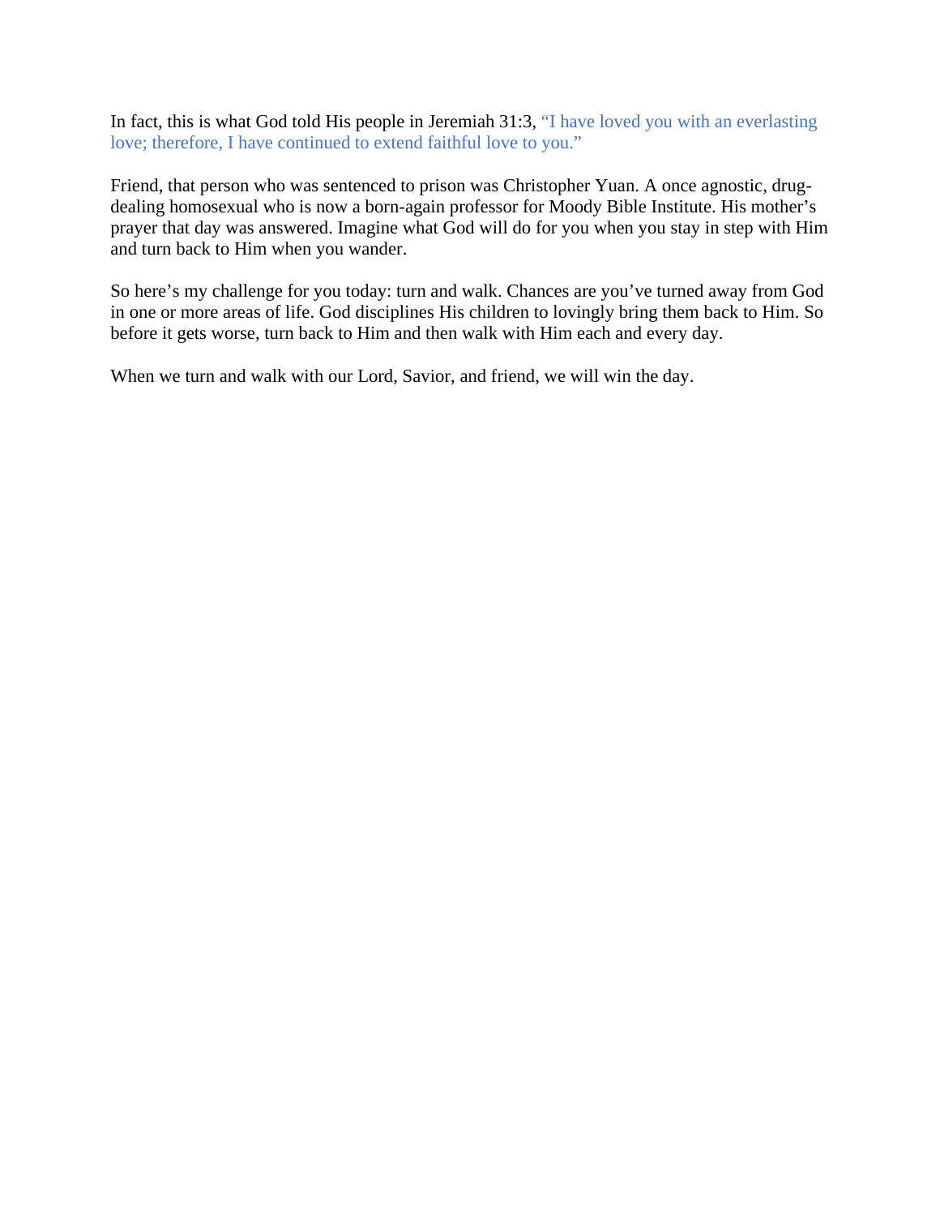In fact, this is what God told His people in Jeremiah 31:3, "I have loved you with an everlasting love; therefore, I have continued to extend faithful love to you."

Friend, that person who was sentenced to prison was Christopher Yuan. A once agnostic, drug-dealing homosexual who is now a born-again professor for Moody Bible Institute. His mother's prayer that day was answered. Imagine what God will do for you when you stay in step with Him and turn back to Him when you wander.

So here's my challenge for you today: turn and walk. Chances are you've turned away from God in one or more areas of life. God disciplines His children to lovingly bring them back to Him. So before it gets worse, turn back to Him and then walk with Him each and every day.

When we turn and walk with our Lord, Savior, and friend, we will win the day.